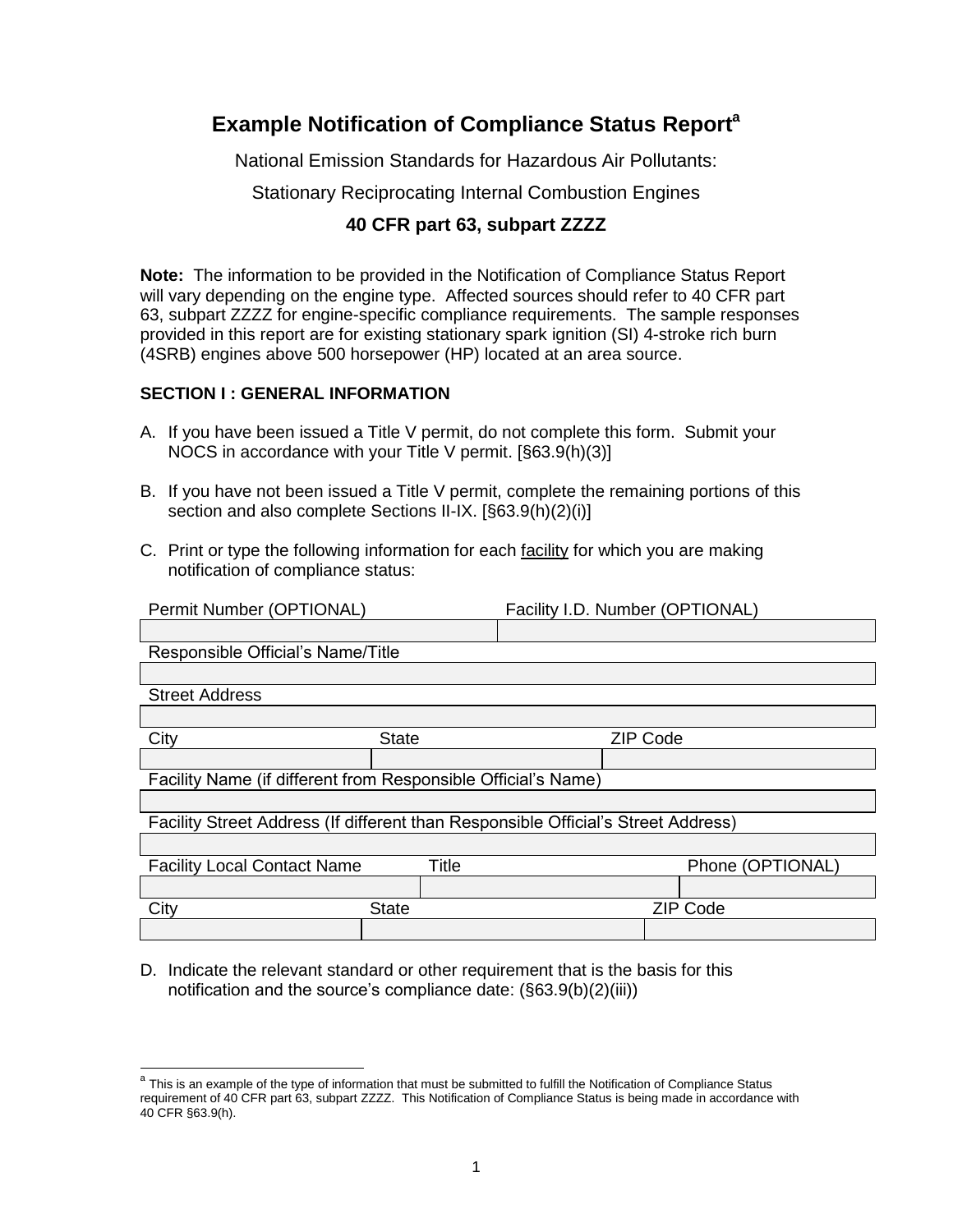# Example Notification of Compliance Status Report[a]

National Emission Standards for Hazardous Air Pollutants:

Stationary Reciprocating Internal Combustion Engines

**40 CFR part 63, subpart ZZZZ**

**Note:** The information to be provided in the Notification of Compliance Status Report will vary depending on the engine type. Affected sources should refer to 40 CFR part 63, subpart ZZZZ for engine-specific compliance requirements. The sample responses provided in this report are for existing stationary spark ignition (SI) 4-stroke rich burn (4SRB) engines above 500 horsepower (HP) located at an area source.

**SECTION I : GENERAL INFORMATION**

A. If you have been issued a Title V permit, do not complete this form. Submit your NOCS in accordance with your Title V permit. [§63.9(h)(3)]

B. If you have not been issued a Title V permit, complete the remaining portions of this section and also complete Sections II-IX. [§63.9(h)(2)(i)]

C. Print or type the following information for each facility for which you are making notification of compliance status:

| Permit Number (OPTIONAL) | Facility I.D. Number (OPTIONAL) |
|---|---|
| | |

| Responsible Official's Name/Title |
|---|
| |

| Street Address |
|---|
| |

| City | State | ZIP Code |
|---|---|---|
| | | |

| Facility Name (if different from Responsible Official's Name) |
|---|
| |

| Facility Street Address (If different than Responsible Official's Street Address) |
|---|
| |

| Facility Local Contact Name | Title | Phone (OPTIONAL) |
|---|---|---|
| | | |

| City | State | ZIP Code |
|---|---|---|
| | | |

D. Indicate the relevant standard or other requirement that is the basis for this notification and the source's compliance date: (§63.9(b)(2)(iii))

[a] This is an example of the type of information that must be submitted to fulfill the Notification of Compliance Status requirement of 40 CFR part 63, subpart ZZZZ. This Notification of Compliance Status is being made in accordance with 40 CFR §63.9(h).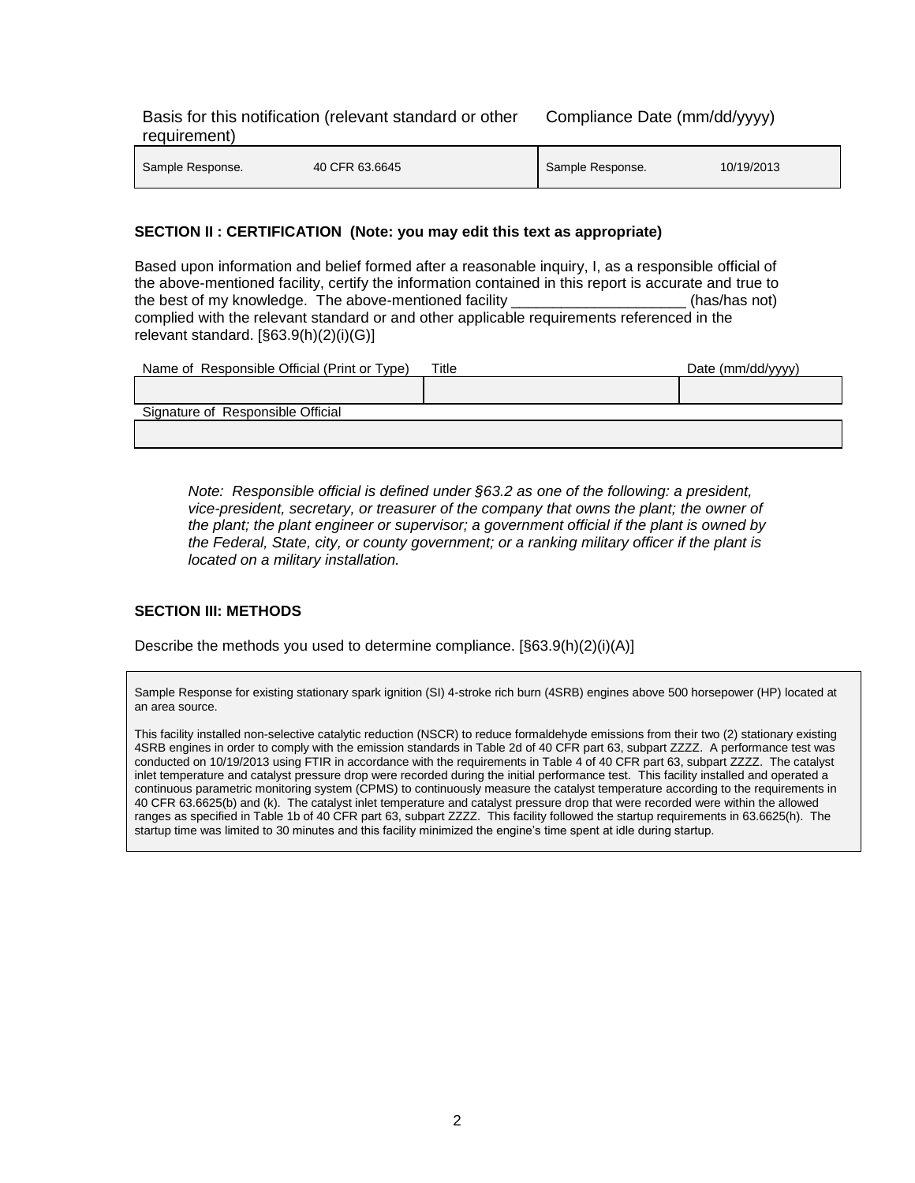| Basis for this notification (relevant standard or other requirement) | | Compliance Date (mm/dd/yyyy) | |
| --- | --- | --- | --- |
| Sample Response. | 40 CFR 63.6645 | Sample Response. | 10/19/2013 |

### SECTION II : CERTIFICATION (Note: you may edit this text as appropriate)

Based upon information and belief formed after a reasonable inquiry, I, as a responsible official of the above-mentioned facility, certify the information contained in this report is accurate and true to the best of my knowledge. The above-mentioned facility ____________________ (has/has not) complied with the relevant standard or and other applicable requirements referenced in the relevant standard. [§63.9(h)(2)(i)(G)]

| Name of Responsible Official (Print or Type) | Title | Date (mm/dd/yyyy) |
| --- | --- | --- |
| | | |

| Signature of Responsible Official |
| --- |
| |

*Note: Responsible official is defined under §63.2 as one of the following: a president, vice-president, secretary, or treasurer of the company that owns the plant; the owner of the plant; the plant engineer or supervisor; a government official if the plant is owned by the Federal, State, city, or county government; or a ranking military officer if the plant is located on a military installation.*

### SECTION III: METHODS

Describe the methods you used to determine compliance. [§63.9(h)(2)(i)(A)]

> Sample Response for existing stationary spark ignition (SI) 4-stroke rich burn (4SRB) engines above 500 horsepower (HP) located at an area source.
>
> This facility installed non-selective catalytic reduction (NSCR) to reduce formaldehyde emissions from their two (2) stationary existing 4SRB engines in order to comply with the emission standards in Table 2d of 40 CFR part 63, subpart ZZZZ. A performance test was conducted on 10/19/2013 using FTIR in accordance with the requirements in Table 4 of 40 CFR part 63, subpart ZZZZ. The catalyst inlet temperature and catalyst pressure drop were recorded during the initial performance test. This facility installed and operated a continuous parametric monitoring system (CPMS) to continuously measure the catalyst temperature according to the requirements in 40 CFR 63.6625(b) and (k). The catalyst inlet temperature and catalyst pressure drop that were recorded were within the allowed ranges as specified in Table 1b of 40 CFR part 63, subpart ZZZZ. This facility followed the startup requirements in 63.6625(h). The startup time was limited to 30 minutes and this facility minimized the engine's time spent at idle during startup.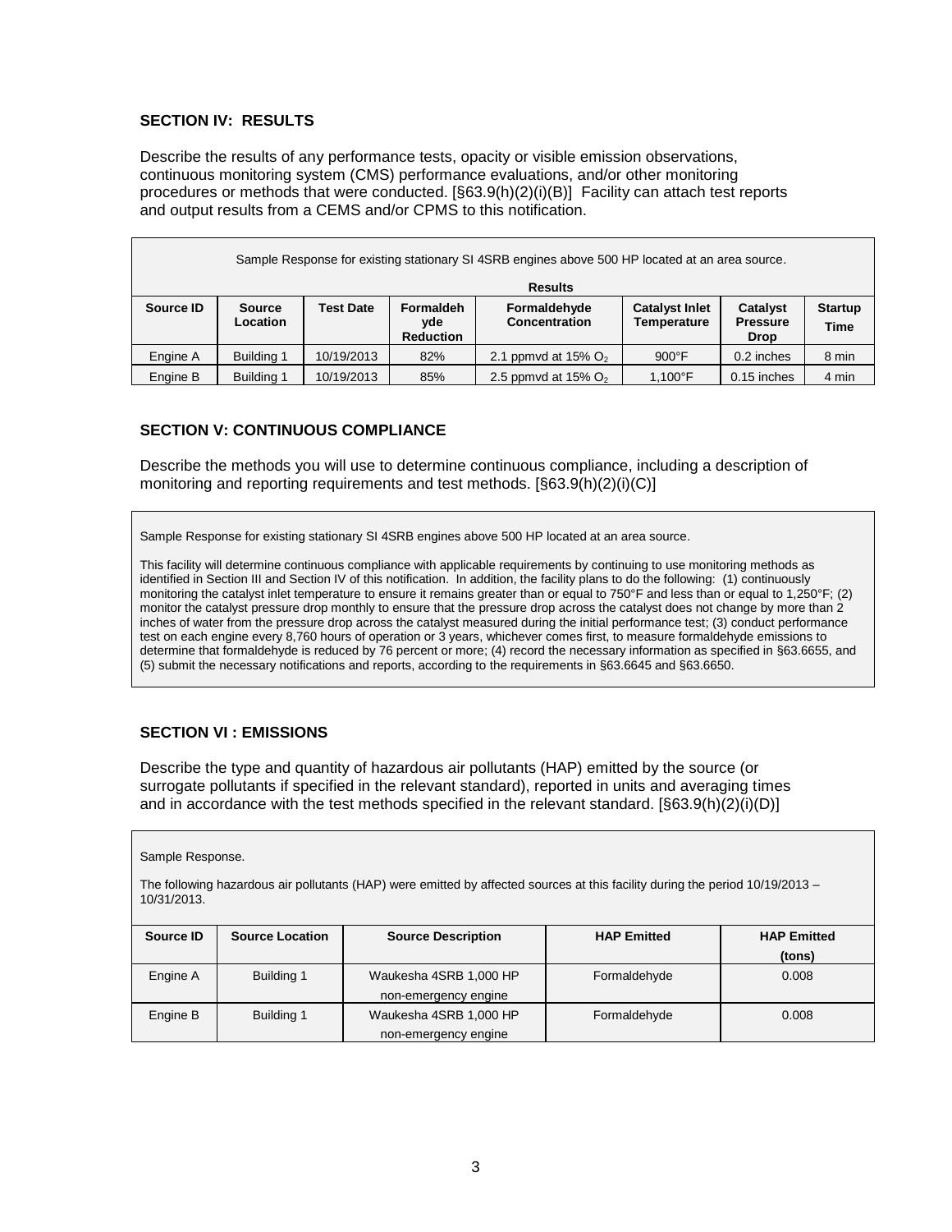### SECTION IV: RESULTS

Describe the results of any performance tests, opacity or visible emission observations, continuous monitoring system (CMS) performance evaluations, and/or other monitoring procedures or methods that were conducted. [§63.9(h)(2)(i)(B)] Facility can attach test reports and output results from a CEMS and/or CPMS to this notification.

Sample Response for existing stationary SI 4SRB engines above 500 HP located at an area source.

**Results**

| Source ID | Source Location | Test Date | Formaldehyde Reduction | Formaldehyde Concentration | Catalyst Inlet Temperature | Catalyst Pressure Drop | Startup Time |
|---|---|---|---|---|---|---|---|
| Engine A | Building 1 | 10/19/2013 | 82% | 2.1 ppmvd at 15% $O_2$ | 900°F | 0.2 inches | 8 min |
| Engine B | Building 1 | 10/19/2013 | 85% | 2.5 ppmvd at 15% $O_2$ | 1,100°F | 0.15 inches | 4 min |

### SECTION V: CONTINUOUS COMPLIANCE

Describe the methods you will use to determine continuous compliance, including a description of monitoring and reporting requirements and test methods. [§63.9(h)(2)(i)(C)]

Sample Response for existing stationary SI 4SRB engines above 500 HP located at an area source.

This facility will determine continuous compliance with applicable requirements by continuing to use monitoring methods as identified in Section III and Section IV of this notification. In addition, the facility plans to do the following: (1) continuously monitoring the catalyst inlet temperature to ensure it remains greater than or equal to 750°F and less than or equal to 1,250°F; (2) monitor the catalyst pressure drop monthly to ensure that the pressure drop across the catalyst does not change by more than 2 inches of water from the pressure drop across the catalyst measured during the initial performance test; (3) conduct performance test on each engine every 8,760 hours of operation or 3 years, whichever comes first, to measure formaldehyde emissions to determine that formaldehyde is reduced by 76 percent or more; (4) record the necessary information as specified in §63.6655, and (5) submit the necessary notifications and reports, according to the requirements in §63.6645 and §63.6650.

### SECTION VI : EMISSIONS

Describe the type and quantity of hazardous air pollutants (HAP) emitted by the source (or surrogate pollutants if specified in the relevant standard), reported in units and averaging times and in accordance with the test methods specified in the relevant standard. [§63.9(h)(2)(i)(D)]

Sample Response.

The following hazardous air pollutants (HAP) were emitted by affected sources at this facility during the period 10/19/2013 – 10/31/2013.

| Source ID | Source Location | Source Description | HAP Emitted | HAP Emitted (tons) |
|---|---|---|---|---|
| Engine A | Building 1 | Waukesha 4SRB 1,000 HP non-emergency engine | Formaldehyde | 0.008 |
| Engine B | Building 1 | Waukesha 4SRB 1,000 HP non-emergency engine | Formaldehyde | 0.008 |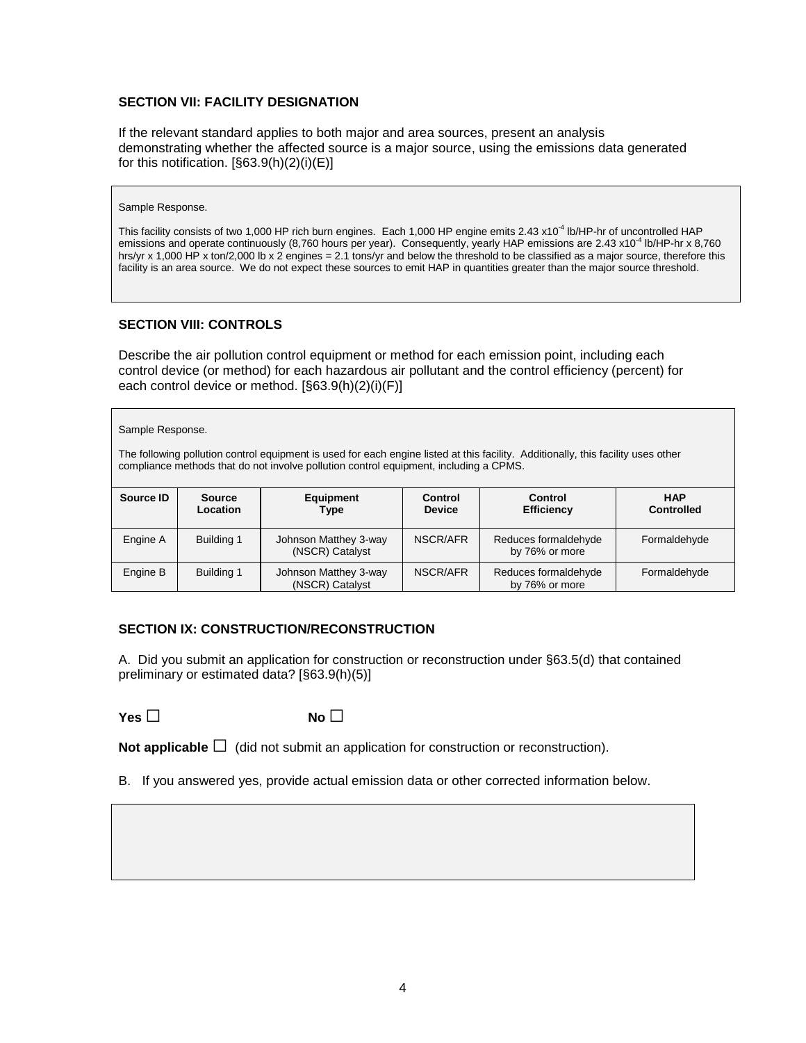### SECTION VII: FACILITY DESIGNATION

If the relevant standard applies to both major and area sources, present an analysis demonstrating whether the affected source is a major source, using the emissions data generated for this notification. [§63.9(h)(2)(i)(E)]

> Sample Response.
>
> This facility consists of two 1,000 HP rich burn engines. Each 1,000 HP engine emits 2.43 $x10^{-4}$ lb/HP-hr of uncontrolled HAP emissions and operate continuously (8,760 hours per year). Consequently, yearly HAP emissions are 2.43 $x10^{-4}$ lb/HP-hr x 8,760 hrs/yr x 1,000 HP x ton/2,000 lb x 2 engines = 2.1 tons/yr and below the threshold to be classified as a major source, therefore this facility is an area source. We do not expect these sources to emit HAP in quantities greater than the major source threshold.

### SECTION VIII: CONTROLS

Describe the air pollution control equipment or method for each emission point, including each control device (or method) for each hazardous air pollutant and the control efficiency (percent) for each control device or method. [§63.9(h)(2)(i)(F)]

> Sample Response.
>
> The following pollution control equipment is used for each engine listed at this facility. Additionally, this facility uses other compliance methods that do not involve pollution control equipment, including a CPMS.

| Source ID | Source Location | Equipment Type | Control Device | Control Efficiency | HAP Controlled |
|---|---|---|---|---|---|
| Engine A | Building 1 | Johnson Matthey 3-way (NSCR) Catalyst | NSCR/AFR | Reduces formaldehyde by 76% or more | Formaldehyde |
| Engine B | Building 1 | Johnson Matthey 3-way (NSCR) Catalyst | NSCR/AFR | Reduces formaldehyde by 76% or more | Formaldehyde |

### SECTION IX: CONSTRUCTION/RECONSTRUCTION

A. Did you submit an application for construction or reconstruction under §63.5(d) that contained preliminary or estimated data? [§63.9(h)(5)]

**Yes** ☐ **No** ☐

**Not applicable** ☐ (did not submit an application for construction or reconstruction).

B. If you answered yes, provide actual emission data or other corrected information below.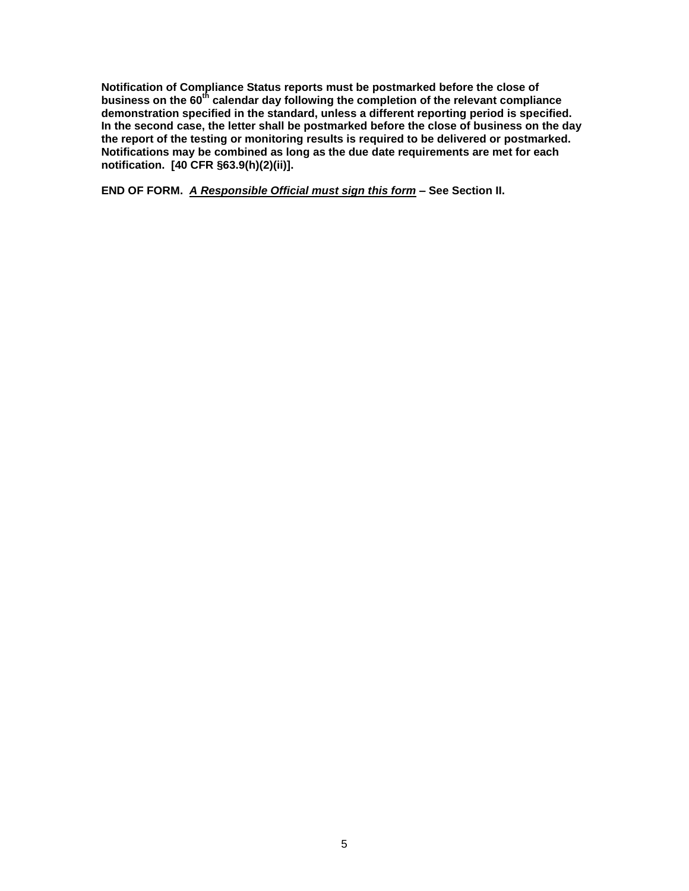**Notification of Compliance Status reports must be postmarked before the close of business on the 60th calendar day following the completion of the relevant compliance demonstration specified in the standard, unless a different reporting period is specified. In the second case, the letter shall be postmarked before the close of business on the day the report of the testing or monitoring results is required to be delivered or postmarked. Notifications may be combined as long as the due date requirements are met for each notification. [40 CFR §63.9(h)(2)(ii)].**

**END OF FORM. *A Responsible Official must sign this form* – See Section II.**